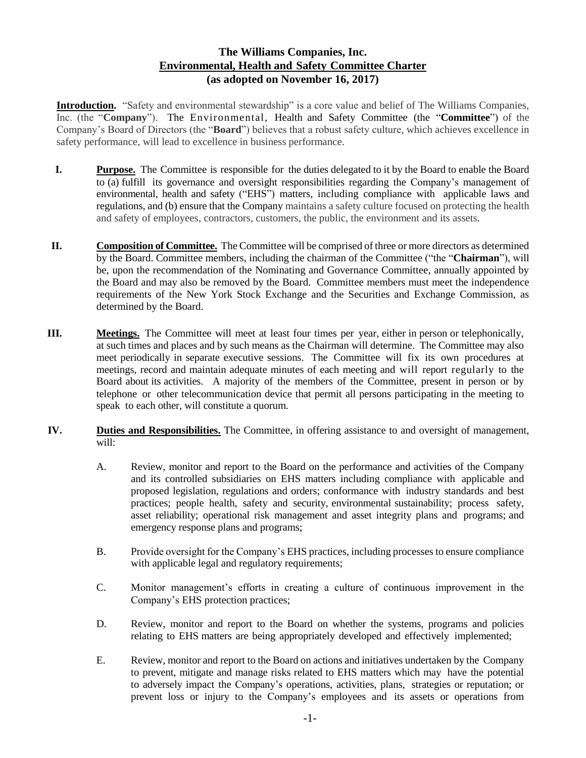# The Williams Companies, Inc.
## Environmental, Health and Safety Committee Charter
### (as adopted on November 16, 2017)

**Introduction.** "Safety and environmental stewardship" is a core value and belief of The Williams Companies, Inc. (the "**Company**"). The Environmental, Health and Safety Committee (the "**Committee**") of the Company's Board of Directors (the "**Board**") believes that a robust safety culture, which achieves excellence in safety performance, will lead to excellence in business performance.

**I. Purpose.** The Committee is responsible for the duties delegated to it by the Board to enable the Board to (a) fulfill its governance and oversight responsibilities regarding the Company's management of environmental, health and safety ("EHS") matters, including compliance with applicable laws and regulations, and (b) ensure that the Company maintains a safety culture focused on protecting the health and safety of employees, contractors, customers, the public, the environment and its assets.

**II. Composition of Committee.** The Committee will be comprised of three or more directors as determined by the Board. Committee members, including the chairman of the Committee ("the "**Chairman**"), will be, upon the recommendation of the Nominating and Governance Committee, annually appointed by the Board and may also be removed by the Board. Committee members must meet the independence requirements of the New York Stock Exchange and the Securities and Exchange Commission, as determined by the Board.

**III. Meetings.** The Committee will meet at least four times per year, either in person or telephonically, at such times and places and by such means as the Chairman will determine. The Committee may also meet periodically in separate executive sessions. The Committee will fix its own procedures at meetings, record and maintain adequate minutes of each meeting and will report regularly to the Board about its activities. A majority of the members of the Committee, present in person or by telephone or other telecommunication device that permit all persons participating in the meeting to speak to each other, will constitute a quorum.

**IV. Duties and Responsibilities.** The Committee, in offering assistance to and oversight of management, will:

A. Review, monitor and report to the Board on the performance and activities of the Company and its controlled subsidiaries on EHS matters including compliance with applicable and proposed legislation, regulations and orders; conformance with industry standards and best practices; people health, safety and security, environmental sustainability; process safety, asset reliability; operational risk management and asset integrity plans and programs; and emergency response plans and programs;

B. Provide oversight for the Company's EHS practices, including processes to ensure compliance with applicable legal and regulatory requirements;

C. Monitor management's efforts in creating a culture of continuous improvement in the Company's EHS protection practices;

D. Review, monitor and report to the Board on whether the systems, programs and policies relating to EHS matters are being appropriately developed and effectively implemented;

E. Review, monitor and report to the Board on actions and initiatives undertaken by the Company to prevent, mitigate and manage risks related to EHS matters which may have the potential to adversely impact the Company's operations, activities, plans, strategies or reputation; or prevent loss or injury to the Company's employees and its assets or operations from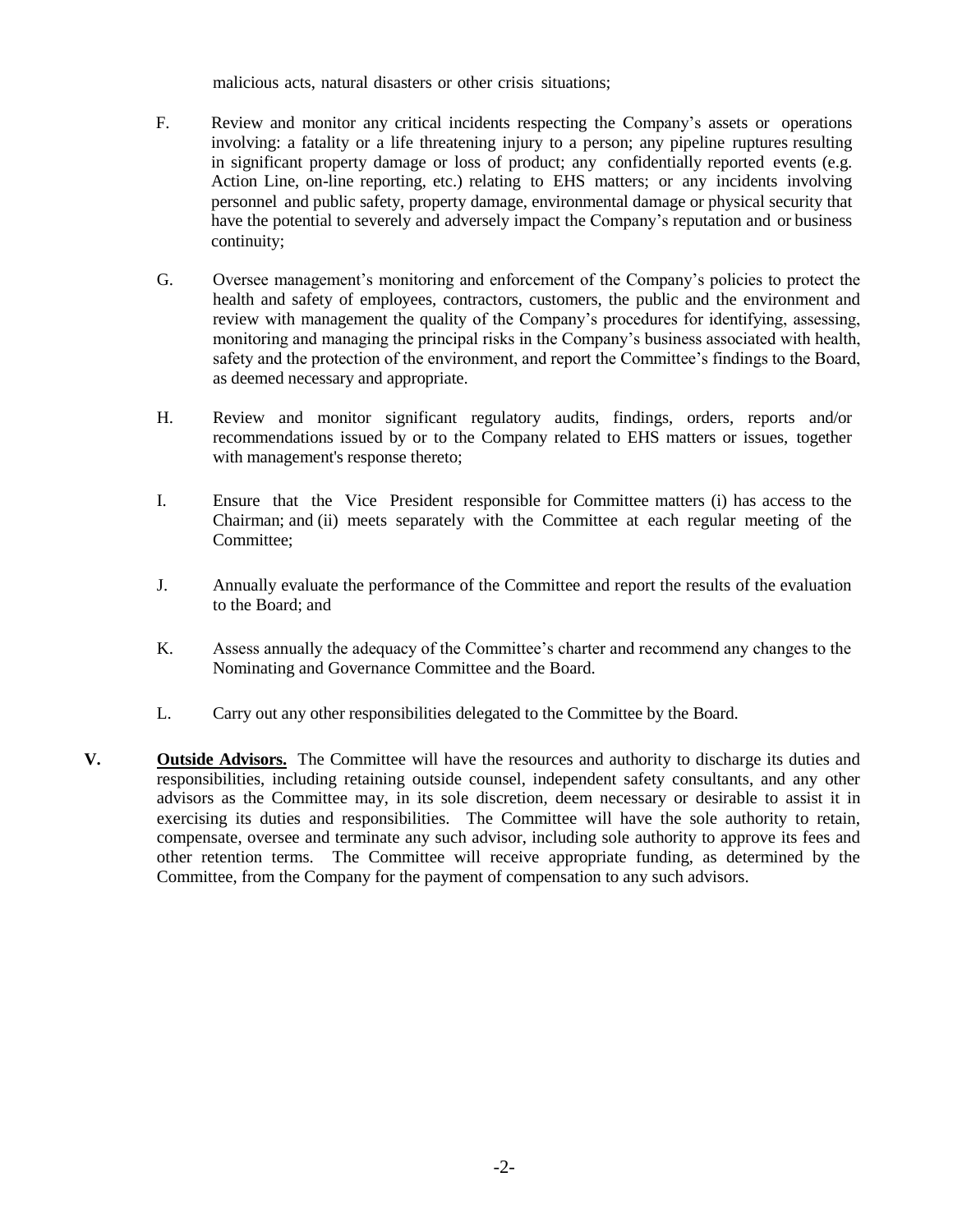malicious acts, natural disasters or other crisis situations;

F. Review and monitor any critical incidents respecting the Company's assets or operations involving: a fatality or a life threatening injury to a person; any pipeline ruptures resulting in significant property damage or loss of product; any confidentially reported events (e.g. Action Line, on-line reporting, etc.) relating to EHS matters; or any incidents involving personnel and public safety, property damage, environmental damage or physical security that have the potential to severely and adversely impact the Company's reputation and or business continuity;

G. Oversee management's monitoring and enforcement of the Company's policies to protect the health and safety of employees, contractors, customers, the public and the environment and review with management the quality of the Company's procedures for identifying, assessing, monitoring and managing the principal risks in the Company's business associated with health, safety and the protection of the environment, and report the Committee's findings to the Board, as deemed necessary and appropriate.

H. Review and monitor significant regulatory audits, findings, orders, reports and/or recommendations issued by or to the Company related to EHS matters or issues, together with management's response thereto;

I. Ensure that the Vice President responsible for Committee matters (i) has access to the Chairman; and (ii) meets separately with the Committee at each regular meeting of the Committee;

J. Annually evaluate the performance of the Committee and report the results of the evaluation to the Board; and

K. Assess annually the adequacy of the Committee's charter and recommend any changes to the Nominating and Governance Committee and the Board.

L. Carry out any other responsibilities delegated to the Committee by the Board.

**V.** **Outside Advisors.** The Committee will have the resources and authority to discharge its duties and responsibilities, including retaining outside counsel, independent safety consultants, and any other advisors as the Committee may, in its sole discretion, deem necessary or desirable to assist it in exercising its duties and responsibilities. The Committee will have the sole authority to retain, compensate, oversee and terminate any such advisor, including sole authority to approve its fees and other retention terms. The Committee will receive appropriate funding, as determined by the Committee, from the Company for the payment of compensation to any such advisors.